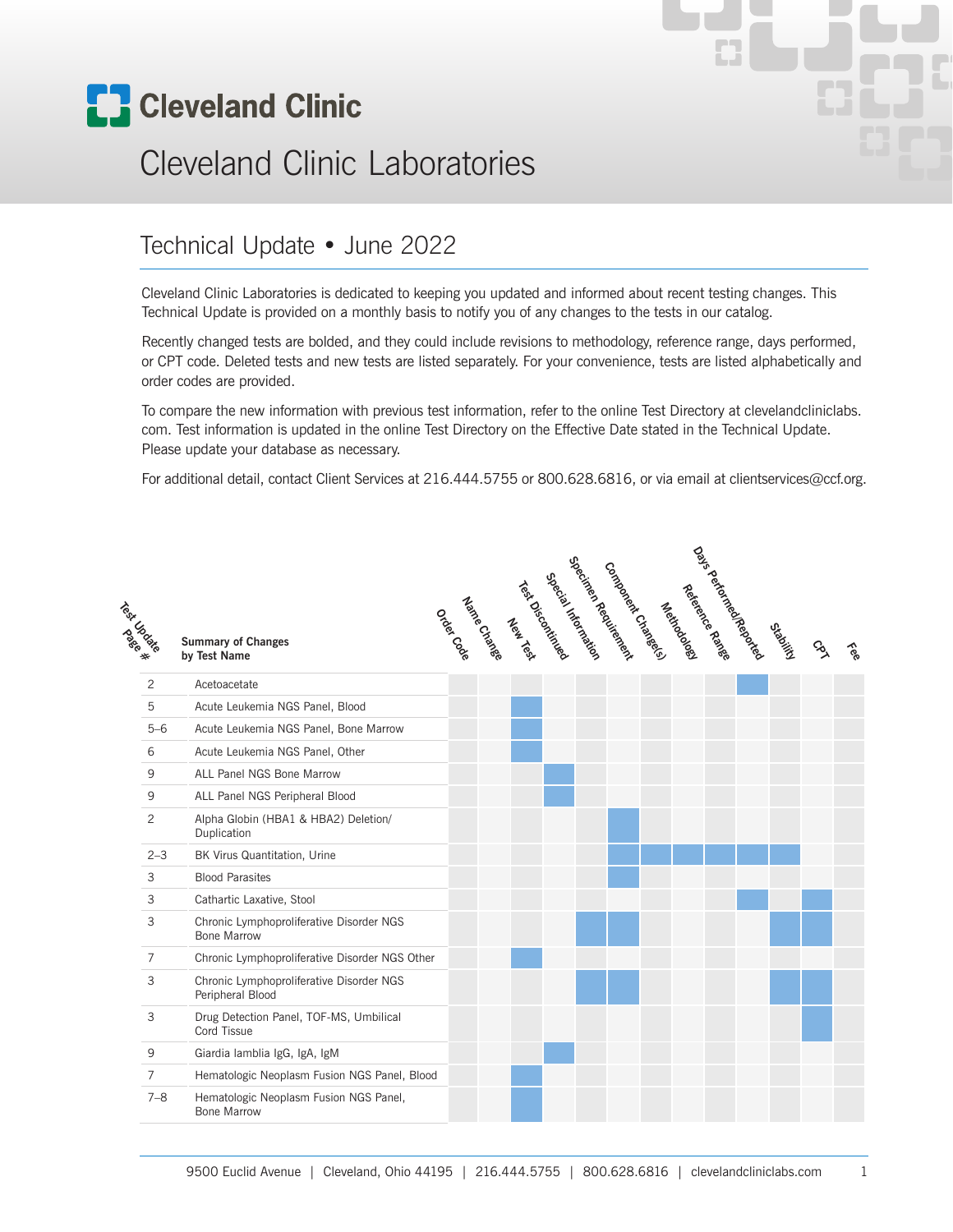# Cleveland Clinic

## Cleveland Clinic Laboratories

## Technical Update • June 2022

Cleveland Clinic Laboratories is dedicated to keeping you updated and informed about recent testing changes. This Technical Update is provided on a monthly basis to notify you of any changes to the tests in our catalog.

Recently changed tests are bolded, and they could include revisions to methodology, reference range, days performed, or CPT code. Deleted tests and new tests are listed separately. For your convenience, tests are listed alphabetically and order codes are provided.

To compare the new information with previous test information, refer to the online Test Directory at clevelandcliniclabs.com. Test information is updated in the online Test Directory on the Effective Date stated in the Technical Update. Please update your database as necessary.

For additional detail, contact Client Services at 216.444.5755 or 800.628.6816, or via email at clientservices@ccf.org.

| Test Update Page # | Summary of Changes by Test Name | Order Code | Name Change | New Test | Test Discontinued | Special Information | Specimen Requirement | Component Change(s) | Methodology | Reference Range | Days Performed/Reported | Stability | CPT | Fee |
|---|---|---|---|---|---|---|---|---|---|---|---|---|---|---|
| 2 | Acetoacetate | | | | | | | | | | X | | | |
| 5 | Acute Leukemia NGS Panel, Blood | | | X | | | | | | | | | | |
| 5–6 | Acute Leukemia NGS Panel, Bone Marrow | | | X | | | | | | | | | | |
| 6 | Acute Leukemia NGS Panel, Other | | | X | | | | | | | | | | |
| 9 | ALL Panel NGS Bone Marrow | | | | X | | | | | | | | | |
| 9 | ALL Panel NGS Peripheral Blood | | | | X | | | | | | | | | |
| 2 | Alpha Globin (HBA1 & HBA2) Deletion/Duplication | | | | | | X | | | | | | | |
| 2–3 | BK Virus Quantitation, Urine | | | | | | X | X | X | X | X | X | | |
| 3 | Blood Parasites | | | | | | X | | | | | | | |
| 3 | Cathartic Laxative, Stool | | | | | | | | | | X | | X | |
| 3 | Chronic Lymphoproliferative Disorder NGS Bone Marrow | | | | | X | X | | | | | X | X | |
| 7 | Chronic Lymphoproliferative Disorder NGS Other | | | X | | | | | | | | | | |
| 3 | Chronic Lymphoproliferative Disorder NGS Peripheral Blood | | | | | X | X | | | | | X | X | |
| 3 | Drug Detection Panel, TOF-MS, Umbilical Cord Tissue | | | | | | | | | | | | X | |
| 9 | Giardia lamblia IgG, IgA, IgM | | | | X | | | | | | | | | |
| 7 | Hematologic Neoplasm Fusion NGS Panel, Blood | | | X | | | | | | | | | | |
| 7–8 | Hematologic Neoplasm Fusion NGS Panel, Bone Marrow | | | X | | | | | | | | | | |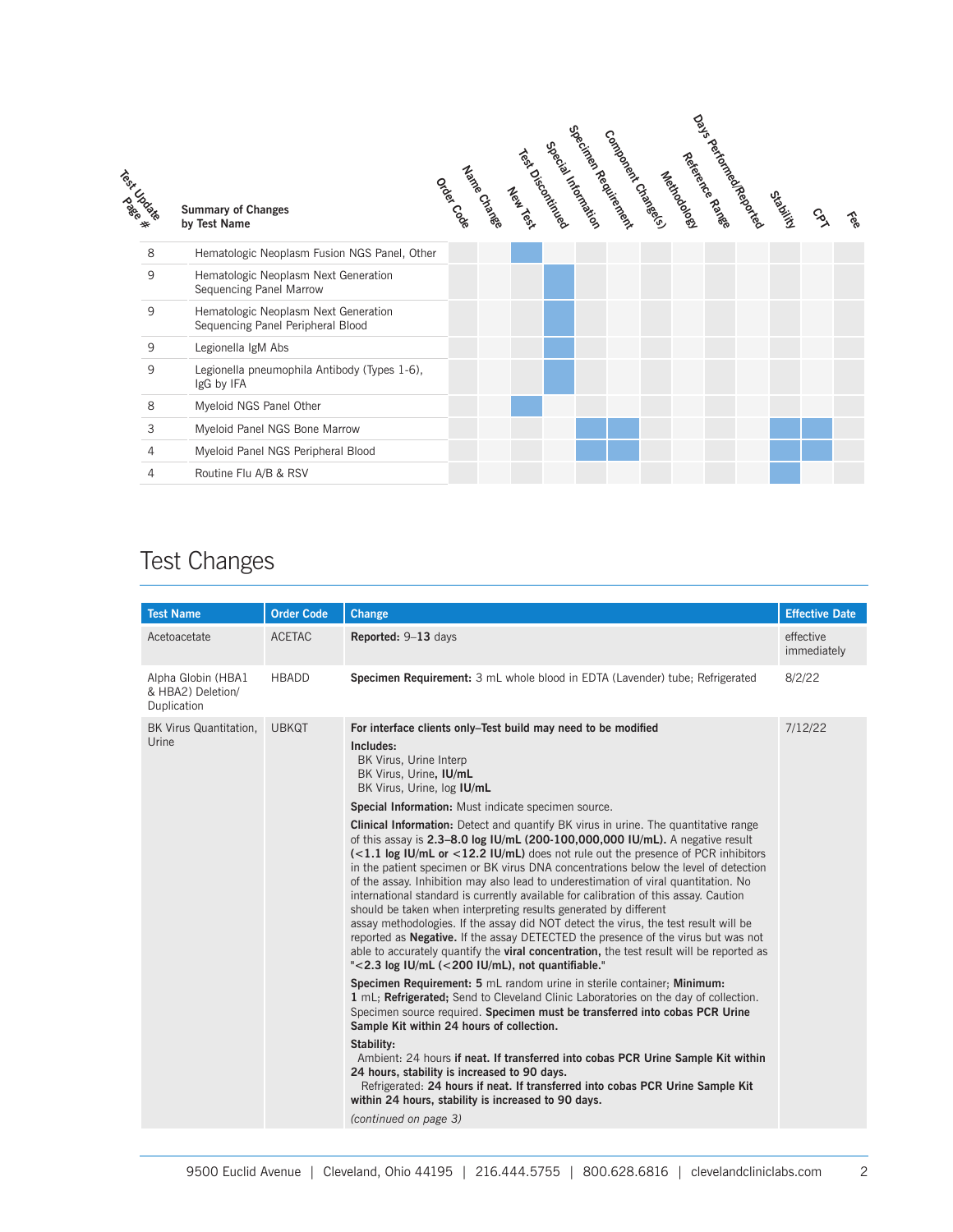| Test Update Page # | Summary of Changes by Test Name | Order Code | Name Change | New Test | Test Discontinued | Special Information | Specimen Requirement | Component Change(s) | Methodology | Reference Range | Days Performed/Reported | Stability | CPT | Fee |
|---|---|---|---|---|---|---|---|---|---|---|---|---|---|---|
| 8 | Hematologic Neoplasm Fusion NGS Panel, Other | | | ■ | | | | | | | | | | |
| 9 | Hematologic Neoplasm Next Generation Sequencing Panel Marrow | | | | ■ | | | | | | | | | |
| 9 | Hematologic Neoplasm Next Generation Sequencing Panel Peripheral Blood | | | | ■ | | | | | | | | | |
| 9 | Legionella IgM Abs | | | | ■ | | | | | | | | | |
| 9 | Legionella pneumophila Antibody (Types 1-6), IgG by IFA | | | | ■ | | | | | | | | | |
| 8 | Myeloid NGS Panel Other | | | ■ | | | | | | | | | | |
| 3 | Myeloid Panel NGS Bone Marrow | | | | | ■ | ■ | | | | | ■ | ■ | |
| 4 | Myeloid Panel NGS Peripheral Blood | | | | | ■ | ■ | | | | | ■ | ■ | |
| 4 | Routine Flu A/B & RSV | | | | | | | | | | | ■ | | |

# Test Changes

| Test Name | Order Code | Change | Effective Date |
|---|---|---|---|
| Acetoacetate | ACETAC | **Reported:** 9–**13** days | effective immediately |
| Alpha Globin (HBA1 & HBA2) Deletion/ Duplication | HBADD | **Specimen Requirement:** 3 mL whole blood in EDTA (Lavender) tube; Refrigerated | 8/2/22 |
| BK Virus Quantitation, Urine | UBKQT | **For interface clients only–Test build may need to be modified**<br>**Includes:**<br>BK Virus, Urine Interp<br>BK Virus, Urine**, IU/mL**<br>BK Virus, Urine, log **IU/mL**<br>**Special Information:** Must indicate specimen source.<br>**Clinical Information:** Detect and quantify BK virus in urine. The quantitative range of this assay is **2.3–8.0 log IU/mL (200-100,000,000 IU/mL).** A negative result **(<1.1 log IU/mL or <12.2 IU/mL)** does not rule out the presence of PCR inhibitors in the patient specimen or BK virus DNA concentrations below the level of detection of the assay. Inhibition may also lead to underestimation of viral quantitation. No international standard is currently available for calibration of this assay. Caution should be taken when interpreting results generated by different assay methodologies. If the assay did NOT detect the virus, the test result will be reported as **Negative.** If the assay DETECTED the presence of the virus but was not able to accurately quantify the **viral concentration,** the test result will be reported as "**<2.3 log IU/mL (<200 IU/mL), not quantifiable.**"<br>**Specimen Requirement: 5** mL random urine in sterile container; **Minimum:** 1 mL; **Refrigerated;** Send to Cleveland Clinic Laboratories on the day of collection. Specimen source required. **Specimen must be transferred into cobas PCR Urine Sample Kit within 24 hours of collection.**<br>**Stability:**<br>Ambient: 24 hours **if neat. If transferred into cobas PCR Urine Sample Kit within 24 hours, stability is increased to 90 days.**<br>Refrigerated: **24 hours if neat. If transferred into cobas PCR Urine Sample Kit within 24 hours, stability is increased to 90 days.**<br>*(continued on page 3)* | 7/12/22 |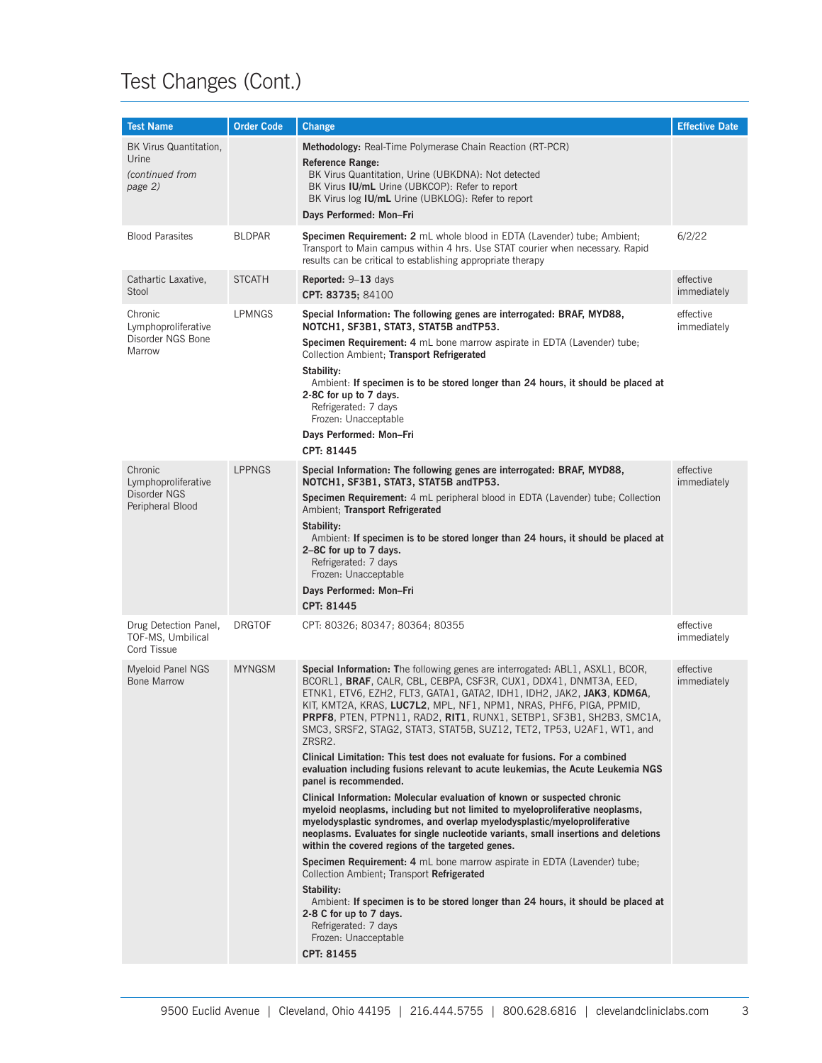# Test Changes (Cont.)

| Test Name | Order Code | Change | Effective Date |
|---|---|---|---|
| BK Virus Quantitation, Urine *(continued from page 2)* | | **Methodology:** Real-Time Polymerase Chain Reaction (RT-PCR)<br>**Reference Range:**<br>BK Virus Quantitation, Urine (UBKDNA): Not detected<br>BK Virus **IU/mL** Urine (UBKCOP): Refer to report<br>BK Virus log **IU/mL** Urine (UBKLOG): Refer to report<br>**Days Performed: Mon–Fri** | |
| Blood Parasites | BLDPAR | **Specimen Requirement: 2** mL whole blood in EDTA (Lavender) tube; Ambient; Transport to Main campus within 4 hrs. Use STAT courier when necessary. Rapid results can be critical to establishing appropriate therapy | 6/2/22 |
| Cathartic Laxative, Stool | STCATH | **Reported:** 9–**13** days<br>**CPT: 83735;** 84100 | effective immediately |
| Chronic Lymphoproliferative Disorder NGS Bone Marrow | LPMNGS | **Special Information: The following genes are interrogated: BRAF, MYD88, NOTCH1, SF3B1, STAT3, STAT5B andTP53.**<br>**Specimen Requirement: 4** mL bone marrow aspirate in EDTA (Lavender) tube; Collection Ambient; **Transport Refrigerated**<br>**Stability:**<br>Ambient: **If specimen is to be stored longer than 24 hours, it should be placed at 2-8C for up to 7 days.**<br>Refrigerated: 7 days<br>Frozen: Unacceptable<br>**Days Performed: Mon–Fri**<br>**CPT: 81445** | effective immediately |
| Chronic Lymphoproliferative Disorder NGS Peripheral Blood | LPPNGS | **Special Information: The following genes are interrogated: BRAF, MYD88, NOTCH1, SF3B1, STAT3, STAT5B andTP53.**<br>**Specimen Requirement:** 4 mL peripheral blood in EDTA (Lavender) tube; Collection Ambient; **Transport Refrigerated**<br>**Stability:**<br>Ambient: **If specimen is to be stored longer than 24 hours, it should be placed at 2–8C for up to 7 days.**<br>Refrigerated: 7 days<br>Frozen: Unacceptable<br>**Days Performed: Mon–Fri**<br>**CPT: 81445** | effective immediately |
| Drug Detection Panel, TOF-MS, Umbilical Cord Tissue | DRGTOF | CPT: 80326; 80347; 80364; 80355 | effective immediately |
| Myeloid Panel NGS Bone Marrow | MYNGSM | **Special Information: T**he following genes are interrogated: ABL1, ASXL1, BCOR, BCORL1, **BRAF**, CALR, CBL, CEBPA, CSF3R, CUX1, DDX41, DNMT3A, EED, ETNK1, ETV6, EZH2, FLT3, GATA1, GATA2, IDH1, IDH2, JAK2, **JAK3**, **KDM6A**, KIT, KMT2A, KRAS, **LUC7L2**, MPL, NF1, NPM1, NRAS, PHF6, PIGA, PPMID, **PRPF8**, PTEN, PTPN11, RAD2, **RIT1**, RUNX1, SETBP1, SF3B1, SH2B3, SMC1A, SMC3, SRSF2, STAG2, STAT3, STAT5B, SUZ12, TET2, TP53, U2AF1, WT1, and ZRSR2.<br>**Clinical Limitation: This test does not evaluate for fusions. For a combined evaluation including fusions relevant to acute leukemias, the Acute Leukemia NGS panel is recommended.**<br>**Clinical Information: Molecular evaluation of known or suspected chronic myeloid neoplasms, including but not limited to myeloproliferative neoplasms, myelodysplastic syndromes, and overlap myelodysplastic/myeloproliferative neoplasms. Evaluates for single nucleotide variants, small insertions and deletions within the covered regions of the targeted genes.**<br>**Specimen Requirement: 4** mL bone marrow aspirate in EDTA (Lavender) tube; Collection Ambient; Transport **Refrigerated**<br>**Stability:**<br>Ambient: **If specimen is to be stored longer than 24 hours, it should be placed at 2-8 C for up to 7 days.**<br>Refrigerated: 7 days<br>Frozen: Unacceptable<br>**CPT: 81455** | effective immediately |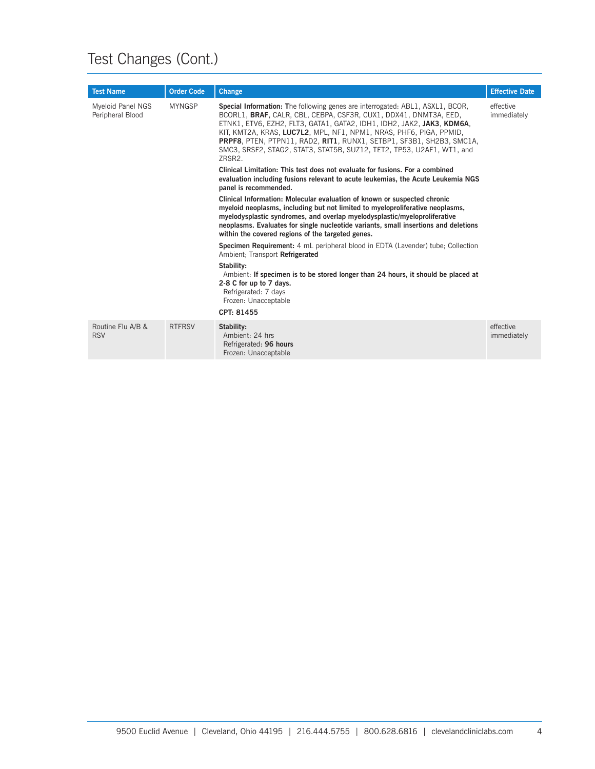# Test Changes (Cont.)

| Test Name | Order Code | Change | Effective Date |
|---|---|---|---|
| Myeloid Panel NGS Peripheral Blood | MYNGSP | **Special Information: T**he following genes are interrogated: ABL1, ASXL1, BCOR, BCORL1, **BRAF**, CALR, CBL, CEBPA, CSF3R, CUX1, DDX41, DNMT3A, EED, ETNK1, ETV6, EZH2, FLT3, GATA1, GATA2, IDH1, IDH2, JAK2, **JAK3**, **KDM6A**, KIT, KMT2A, KRAS, **LUC7L2**, MPL, NF1, NPM1, NRAS, PHF6, PIGA, PPMID, **PRPF8**, PTEN, PTPN11, RAD2, **RIT1**, RUNX1, SETBP1, SF3B1, SH2B3, SMC1A, SMC3, SRSF2, STAG2, STAT3, STAT5B, SUZ12, TET2, TP53, U2AF1, WT1, and ZRSR2.<br><br>**Clinical Limitation: This test does not evaluate for fusions. For a combined evaluation including fusions relevant to acute leukemias, the Acute Leukemia NGS panel is recommended.**<br><br>**Clinical Information: Molecular evaluation of known or suspected chronic myeloid neoplasms, including but not limited to myeloproliferative neoplasms, myelodysplastic syndromes, and overlap myelodysplastic/myeloproliferative neoplasms. Evaluates for single nucleotide variants, small insertions and deletions within the covered regions of the targeted genes.**<br><br>**Specimen Requirement:** 4 mL peripheral blood in EDTA (Lavender) tube; Collection Ambient; Transport **Refrigerated**<br><br>**Stability:**<br>Ambient: **If specimen is to be stored longer than 24 hours, it should be placed at 2-8 C for up to 7 days.**<br>Refrigerated: 7 days<br>Frozen: Unacceptable<br><br>**CPT: 81455** | effective immediately |
| Routine Flu A/B & RSV | RTFRSV | **Stability:**<br>Ambient: 24 hrs<br>Refrigerated: **96 hours**<br>Frozen: Unacceptable | effective immediately |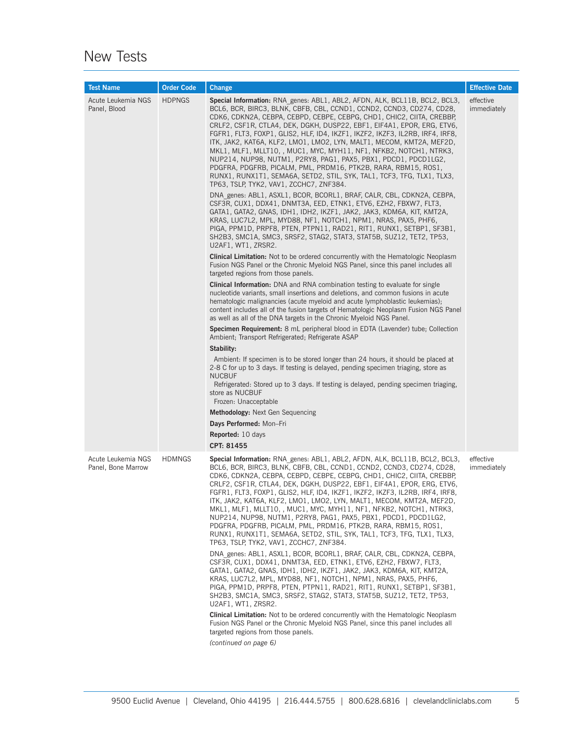# New Tests

| Test Name | Order Code | Change | Effective Date |
|---|---|---|---|
| Acute Leukemia NGS Panel, Blood | HDPNGS | **Special Information:** RNA_genes: ABL1, ABL2, AFDN, ALK, BCL11B, BCL2, BCL3, BCL6, BCR, BIRC3, BLNK, CBFB, CBL, CCND1, CCND2, CCND3, CD274, CD28, CDK6, CDKN2A, CEBPA, CEBPD, CEBPE, CEBPG, CHD1, CHIC2, CIITA, CREBBP, CRLF2, CSF1R, CTLA4, DEK, DGKH, DUSP22, EBF1, EIF4A1, EPOR, ERG, ETV6, FGFR1, FLT3, FOXP1, GLIS2, HLF, ID4, IKZF1, IKZF2, IKZF3, IL2RB, IRF4, IRF8, ITK, JAK2, KAT6A, KLF2, LMO1, LMO2, LYN, MALT1, MECOM, KMT2A, MEF2D, MKL1, MLF1, MLLT10, , MUC1, MYC, MYH11, NF1, NFKB2, NOTCH1, NTRK3, NUP214, NUP98, NUTM1, P2RY8, PAG1, PAX5, PBX1, PDCD1, PDCD1LG2, PDGFRA, PDGFRB, PICALM, PML, PRDM16, PTK2B, RARA, RBM15, ROS1, RUNX1, RUNX1T1, SEMA6A, SETD2, STIL, SYK, TAL1, TCF3, TFG, TLX1, TLX3, TP63, TSLP, TYK2, VAV1, ZCCHC7, ZNF384.<br><br>DNA_genes: ABL1, ASXL1, BCOR, BCORL1, BRAF, CALR, CBL, CDKN2A, CEBPA, CSF3R, CUX1, DDX41, DNMT3A, EED, ETNK1, ETV6, EZH2, FBXW7, FLT3, GATA1, GATA2, GNAS, IDH1, IDH2, IKZF1, JAK2, JAK3, KDM6A, KIT, KMT2A, KRAS, LUC7L2, MPL, MYD88, NF1, NOTCH1, NPM1, NRAS, PAX5, PHF6, PIGA, PPM1D, PRPF8, PTEN, PTPN11, RAD21, RIT1, RUNX1, SETBP1, SF3B1, SH2B3, SMC1A, SMC3, SRSF2, STAG2, STAT3, STAT5B, SUZ12, TET2, TP53, U2AF1, WT1, ZRSR2.<br><br>**Clinical Limitation:** Not to be ordered concurrently with the Hematologic Neoplasm Fusion NGS Panel or the Chronic Myeloid NGS Panel, since this panel includes all targeted regions from those panels.<br><br>**Clinical Information:** DNA and RNA combination testing to evaluate for single nucleotide variants, small insertions and deletions, and common fusions in acute hematologic malignancies (acute myeloid and acute lymphoblastic leukemias); content includes all of the fusion targets of Hematologic Neoplasm Fusion NGS Panel as well as all of the DNA targets in the Chronic Myeloid NGS Panel.<br><br>**Specimen Requirement:** 8 mL peripheral blood in EDTA (Lavender) tube; Collection Ambient; Transport Refrigerated; Refrigerate ASAP<br><br>**Stability:**<br>Ambient: If specimen is to be stored longer than 24 hours, it should be placed at 2-8 C for up to 3 days. If testing is delayed, pending specimen triaging, store as NUCBUF<br>Refrigerated: Stored up to 3 days. If testing is delayed, pending specimen triaging, store as NUCBUF<br>Frozen: Unacceptable<br><br>**Methodology:** Next Gen Sequencing<br><br>**Days Performed:** Mon–Fri<br><br>**Reported:** 10 days<br><br>**CPT: 81455** | effective immediately |
| Acute Leukemia NGS Panel, Bone Marrow | HDMNGS | **Special Information:** RNA_genes: ABL1, ABL2, AFDN, ALK, BCL11B, BCL2, BCL3, BCL6, BCR, BIRC3, BLNK, CBFB, CBL, CCND1, CCND2, CCND3, CD274, CD28, CDK6, CDKN2A, CEBPA, CEBPD, CEBPE, CEBPG, CHD1, CHIC2, CIITA, CREBBP, CRLF2, CSF1R, CTLA4, DEK, DGKH, DUSP22, EBF1, EIF4A1, EPOR, ERG, ETV6, FGFR1, FLT3, FOXP1, GLIS2, HLF, ID4, IKZF1, IKZF2, IKZF3, IL2RB, IRF4, IRF8, ITK, JAK2, KAT6A, KLF2, LMO1, LMO2, LYN, MALT1, MECOM, KMT2A, MEF2D, MKL1, MLF1, MLLT10, , MUC1, MYC, MYH11, NF1, NFKB2, NOTCH1, NTRK3, NUP214, NUP98, NUTM1, P2RY8, PAG1, PAX5, PBX1, PDCD1, PDCD1LG2, PDGFRA, PDGFRB, PICALM, PML, PRDM16, PTK2B, RARA, RBM15, ROS1, RUNX1, RUNX1T1, SEMA6A, SETD2, STIL, SYK, TAL1, TCF3, TFG, TLX1, TLX3, TP63, TSLP, TYK2, VAV1, ZCCHC7, ZNF384.<br><br>DNA_genes: ABL1, ASXL1, BCOR, BCORL1, BRAF, CALR, CBL, CDKN2A, CEBPA, CSF3R, CUX1, DDX41, DNMT3A, EED, ETNK1, ETV6, EZH2, FBXW7, FLT3, GATA1, GATA2, GNAS, IDH1, IDH2, IKZF1, JAK2, JAK3, KDM6A, KIT, KMT2A, KRAS, LUC7L2, MPL, MYD88, NF1, NOTCH1, NPM1, NRAS, PAX5, PHF6, PIGA, PPM1D, PRPF8, PTEN, PTPN11, RAD21, RIT1, RUNX1, SETBP1, SF3B1, SH2B3, SMC1A, SMC3, SRSF2, STAG2, STAT3, STAT5B, SUZ12, TET2, TP53, U2AF1, WT1, ZRSR2.<br><br>**Clinical Limitation:** Not to be ordered concurrently with the Hematologic Neoplasm Fusion NGS Panel or the Chronic Myeloid NGS Panel, since this panel includes all targeted regions from those panels.<br><br>*(continued on page 6)* | effective immediately |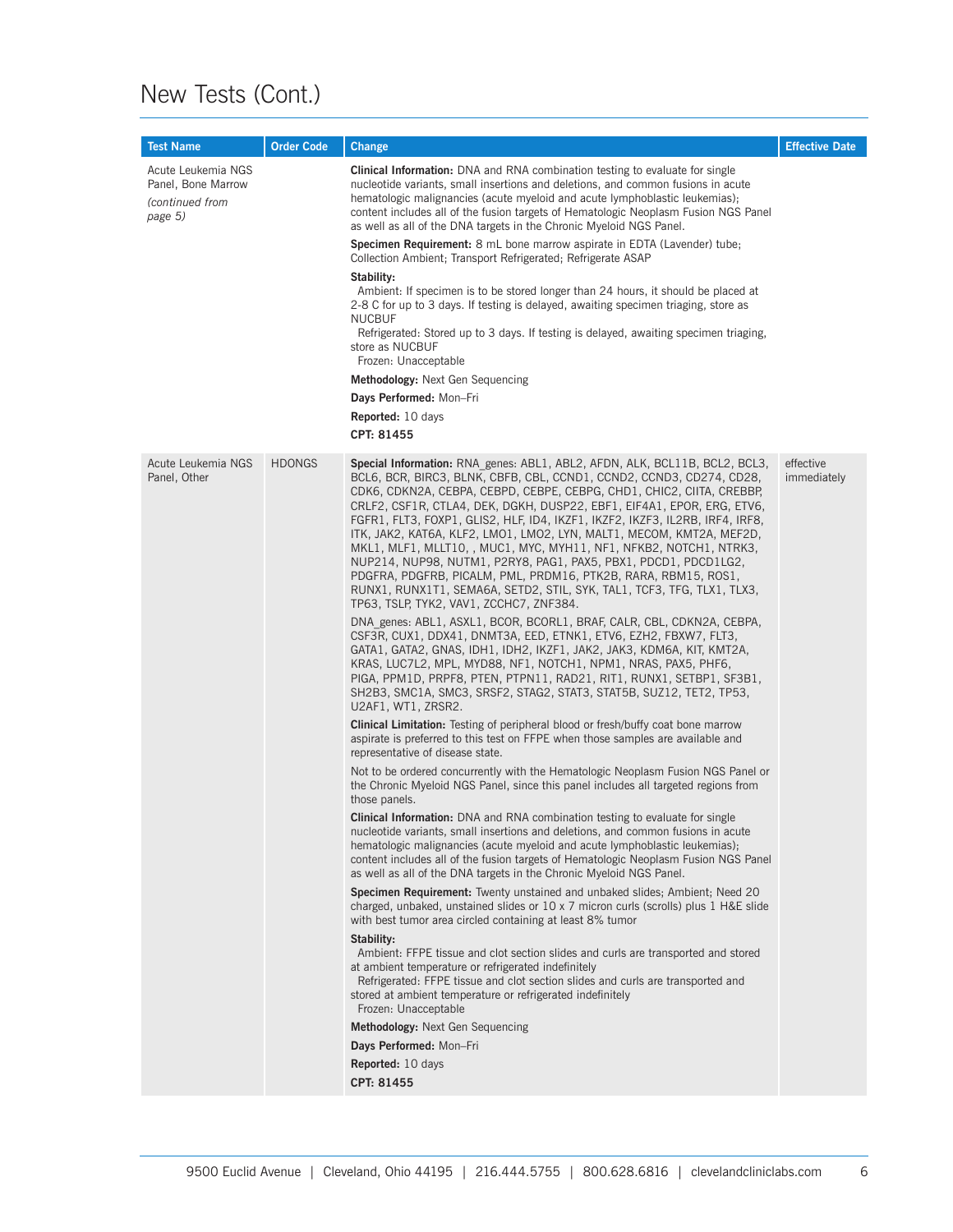## New Tests (Cont.)

| Test Name | Order Code | Change | Effective Date |
|---|---|---|---|
| Acute Leukemia NGS Panel, Bone Marrow *(continued from page 5)* | | **Clinical Information:** DNA and RNA combination testing to evaluate for single nucleotide variants, small insertions and deletions, and common fusions in acute hematologic malignancies (acute myeloid and acute lymphoblastic leukemias); content includes all of the fusion targets of Hematologic Neoplasm Fusion NGS Panel as well as all of the DNA targets in the Chronic Myeloid NGS Panel.<br><br>**Specimen Requirement:** 8 mL bone marrow aspirate in EDTA (Lavender) tube; Collection Ambient; Transport Refrigerated; Refrigerate ASAP<br><br>**Stability:**<br>Ambient: If specimen is to be stored longer than 24 hours, it should be placed at 2-8 C for up to 3 days. If testing is delayed, awaiting specimen triaging, store as NUCBUF<br>Refrigerated: Stored up to 3 days. If testing is delayed, awaiting specimen triaging, store as NUCBUF<br>Frozen: Unacceptable<br><br>**Methodology:** Next Gen Sequencing<br><br>**Days Performed:** Mon–Fri<br><br>**Reported:** 10 days<br><br>**CPT: 81455** | |
| Acute Leukemia NGS Panel, Other | HDONGS | **Special Information:** RNA_genes: ABL1, ABL2, AFDN, ALK, BCL11B, BCL2, BCL3, BCL6, BCR, BIRC3, BLNK, CBFB, CBL, CCND1, CCND2, CCND3, CD274, CD28, CDK6, CDKN2A, CEBPA, CEBPD, CEBPE, CEBPG, CHD1, CHIC2, CIITA, CREBBP, CRLF2, CSF1R, CTLA4, DEK, DGKH, DUSP22, EBF1, EIF4A1, EPOR, ERG, ETV6, FGFR1, FLT3, FOXP1, GLIS2, HLF, ID4, IKZF1, IKZF2, IKZF3, IL2RB, IRF4, IRF8, ITK, JAK2, KAT6A, KLF2, LMO1, LMO2, LYN, MALT1, MECOM, KMT2A, MEF2D, MKL1, MLF1, MLLT10, , MUC1, MYC, MYH11, NF1, NFKB2, NOTCH1, NTRK3, NUP214, NUP98, NUTM1, P2RY8, PAG1, PAX5, PBX1, PDCD1, PDCD1LG2, PDGFRA, PDGFRB, PICALM, PML, PRDM16, PTK2B, RARA, RBM15, ROS1, RUNX1, RUNX1T1, SEMA6A, SETD2, STIL, SYK, TAL1, TCF3, TFG, TLX1, TLX3, TP63, TSLP, TYK2, VAV1, ZCCHC7, ZNF384.<br><br>DNA_genes: ABL1, ASXL1, BCOR, BCORL1, BRAF, CALR, CBL, CDKN2A, CEBPA, CSF3R, CUX1, DDX41, DNMT3A, EED, ETNK1, ETV6, EZH2, FBXW7, FLT3, GATA1, GATA2, GNAS, IDH1, IDH2, IKZF1, JAK2, JAK3, KDM6A, KIT, KMT2A, KRAS, LUC7L2, MPL, MYD88, NF1, NOTCH1, NPM1, NRAS, PAX5, PHF6, PIGA, PPM1D, PRPF8, PTEN, PTPN11, RAD21, RIT1, RUNX1, SETBP1, SF3B1, SH2B3, SMC1A, SMC3, SRSF2, STAG2, STAT3, STAT5B, SUZ12, TET2, TP53, U2AF1, WT1, ZRSR2.<br><br>**Clinical Limitation:** Testing of peripheral blood or fresh/buffy coat bone marrow aspirate is preferred to this test on FFPE when those samples are available and representative of disease state.<br><br>Not to be ordered concurrently with the Hematologic Neoplasm Fusion NGS Panel or the Chronic Myeloid NGS Panel, since this panel includes all targeted regions from those panels.<br><br>**Clinical Information:** DNA and RNA combination testing to evaluate for single nucleotide variants, small insertions and deletions, and common fusions in acute hematologic malignancies (acute myeloid and acute lymphoblastic leukemias); content includes all of the fusion targets of Hematologic Neoplasm Fusion NGS Panel as well as all of the DNA targets in the Chronic Myeloid NGS Panel.<br><br>**Specimen Requirement:** Twenty unstained and unbaked slides; Ambient; Need 20 charged, unbaked, unstained slides or 10 x 7 micron curls (scrolls) plus 1 H&E slide with best tumor area circled containing at least 8% tumor<br><br>**Stability:**<br>Ambient: FFPE tissue and clot section slides and curls are transported and stored at ambient temperature or refrigerated indefinitely<br>Refrigerated: FFPE tissue and clot section slides and curls are transported and stored at ambient temperature or refrigerated indefinitely<br>Frozen: Unacceptable<br><br>**Methodology:** Next Gen Sequencing<br><br>**Days Performed:** Mon–Fri<br><br>**Reported:** 10 days<br><br>**CPT: 81455** | effective immediately |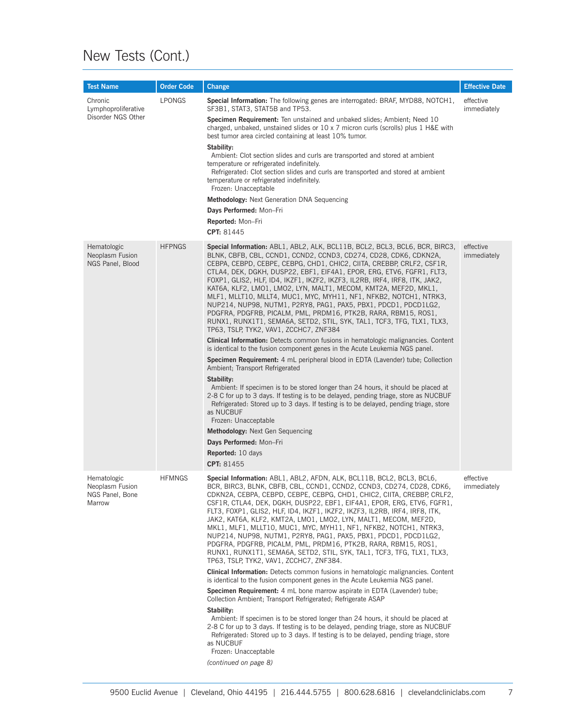# New Tests (Cont.)

| Test Name | Order Code | Change | Effective Date |
|---|---|---|---|
| Chronic Lymphoproliferative Disorder NGS Other | LPONGS | **Special Information:** The following genes are interrogated: BRAF, MYD88, NOTCH1, SF3B1, STAT3, STAT5B and TP53.<br>**Specimen Requirement:** Ten unstained and unbaked slides; Ambient; Need 10 charged, unbaked, unstained slides or 10 x 7 micron curls (scrolls) plus 1 H&E with best tumor area circled containing at least 10% tumor.<br>**Stability:**<br>Ambient: Clot section slides and curls are transported and stored at ambient temperature or refrigerated indefinitely.<br>Refrigerated: Clot section slides and curls are transported and stored at ambient temperature or refrigerated indefinitely.<br>Frozen: Unacceptable<br>**Methodology:** Next Generation DNA Sequencing<br>**Days Performed:** Mon–Fri<br>**Reported:** Mon–Fri<br>**CPT:** 81445 | effective immediately |
| Hematologic Neoplasm Fusion NGS Panel, Blood | HFPNGS | **Special Information:** ABL1, ABL2, ALK, BCL11B, BCL2, BCL3, BCL6, BCR, BIRC3, BLNK, CBFB, CBL, CCND1, CCND2, CCND3, CD274, CD28, CDK6, CDKN2A, CEBPA, CEBPD, CEBPE, CEBPG, CHD1, CHIC2, CIITA, CREBBP, CRLF2, CSF1R, CTLA4, DEK, DGKH, DUSP22, EBF1, EIF4A1, EPOR, ERG, ETV6, FGFR1, FLT3, FOXP1, GLIS2, HLF, ID4, IKZF1, IKZF2, IKZF3, IL2RB, IRF4, IRF8, ITK, JAK2, KAT6A, KLF2, LMO1, LMO2, LYN, MALT1, MECOM, KMT2A, MEF2D, MKL1, MLF1, MLLT10, MLLT4, MUC1, MYC, MYH11, NF1, NFKB2, NOTCH1, NTRK3, NUP214, NUP98, NUTM1, P2RY8, PAG1, PAX5, PBX1, PDCD1, PDCD1LG2, PDGFRA, PDGFRB, PICALM, PML, PRDM16, PTK2B, RARA, RBM15, ROS1, RUNX1, RUNX1T1, SEMA6A, SETD2, STIL, SYK, TAL1, TCF3, TFG, TLX1, TLX3, TP63, TSLP, TYK2, VAV1, ZCCHC7, ZNF384<br>**Clinical Information:** Detects common fusions in hematologic malignancies. Content is identical to the fusion component genes in the Acute Leukemia NGS panel.<br>**Specimen Requirement:** 4 mL peripheral blood in EDTA (Lavender) tube; Collection Ambient; Transport Refrigerated<br>**Stability:**<br>Ambient: If specimen is to be stored longer than 24 hours, it should be placed at 2-8 C for up to 3 days. If testing is to be delayed, pending triage, store as NUCBUF<br>Refrigerated: Stored up to 3 days. If testing is to be delayed, pending triage, store as NUCBUF<br>Frozen: Unacceptable<br>**Methodology:** Next Gen Sequencing<br>**Days Performed:** Mon–Fri<br>**Reported:** 10 days<br>**CPT:** 81455 | effective immediately |
| Hematologic Neoplasm Fusion NGS Panel, Bone Marrow | HFMNGS | **Special Information:** ABL1, ABL2, AFDN, ALK, BCL11B, BCL2, BCL3, BCL6, BCR, BIRC3, BLNK, CBFB, CBL, CCND1, CCND2, CCND3, CD274, CD28, CDK6, CDKN2A, CEBPA, CEBPD, CEBPE, CEBPG, CHD1, CHIC2, CIITA, CREBBP, CRLF2, CSF1R, CTLA4, DEK, DGKH, DUSP22, EBF1, EIF4A1, EPOR, ERG, ETV6, FGFR1, FLT3, FOXP1, GLIS2, HLF, ID4, IKZF1, IKZF2, IKZF3, IL2RB, IRF4, IRF8, ITK, JAK2, KAT6A, KLF2, KMT2A, LMO1, LMO2, LYN, MALT1, MECOM, MEF2D, MKL1, MLF1, MLLT10, MUC1, MYC, MYH11, NF1, NFKB2, NOTCH1, NTRK3, NUP214, NUP98, NUTM1, P2RY8, PAG1, PAX5, PBX1, PDCD1, PDCD1LG2, PDGFRA, PDGFRB, PICALM, PML, PRDM16, PTK2B, RARA, RBM15, ROS1, RUNX1, RUNX1T1, SEMA6A, SETD2, STIL, SYK, TAL1, TCF3, TFG, TLX1, TLX3, TP63, TSLP, TYK2, VAV1, ZCCHC7, ZNF384.<br>**Clinical Information:** Detects common fusions in hematologic malignancies. Content is identical to the fusion component genes in the Acute Leukemia NGS panel.<br>**Specimen Requirement:** 4 mL bone marrow aspirate in EDTA (Lavender) tube; Collection Ambient; Transport Refrigerated; Refrigerate ASAP<br>**Stability:**<br>Ambient: If specimen is to be stored longer than 24 hours, it should be placed at 2-8 C for up to 3 days. If testing is to be delayed, pending triage, store as NUCBUF<br>Refrigerated: Stored up to 3 days. If testing is to be delayed, pending triage, store as NUCBUF<br>Frozen: Unacceptable<br>*(continued on page 8)* | effective immediately |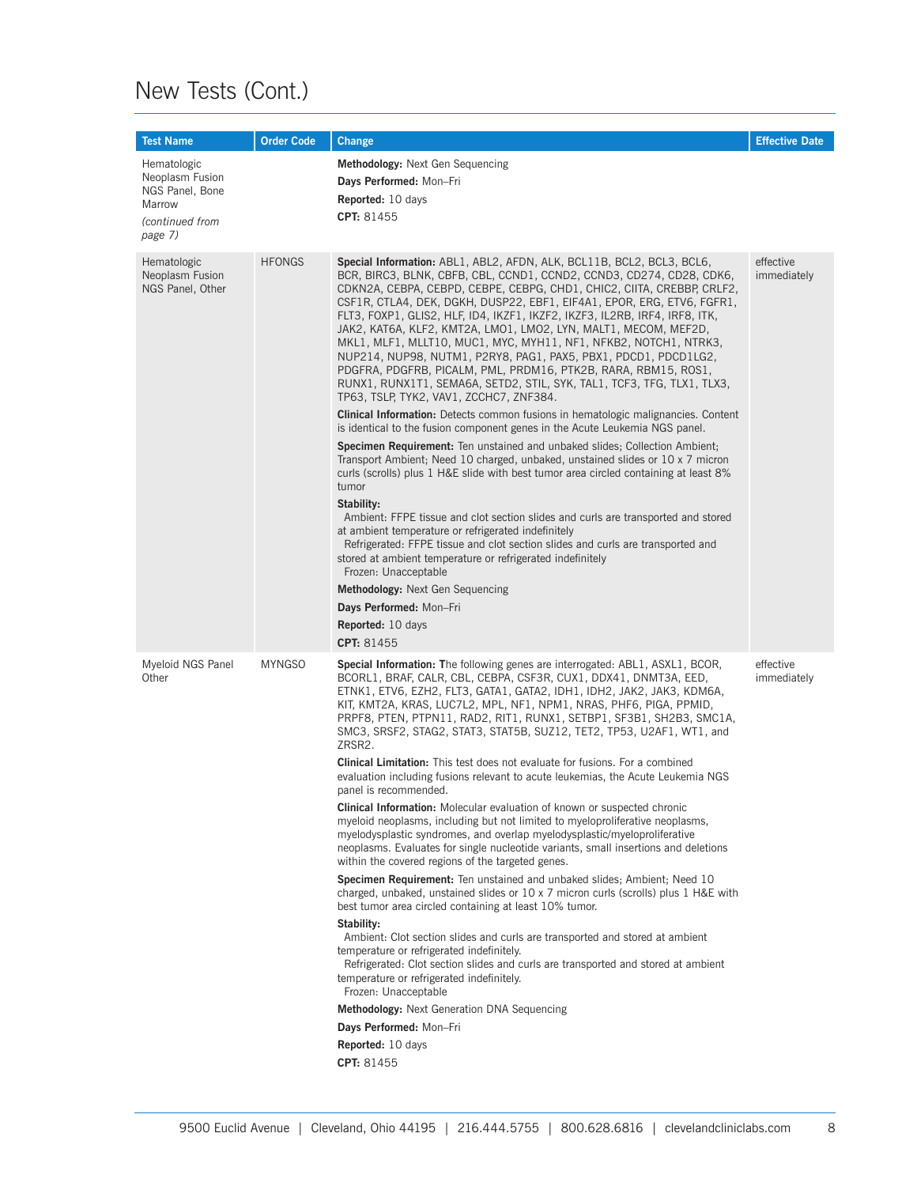# New Tests (Cont.)

| Test Name | Order Code | Change | Effective Date |
|---|---|---|---|
| Hematologic Neoplasm Fusion NGS Panel, Bone Marrow *(continued from page 7)* | | **Methodology:** Next Gen Sequencing<br>**Days Performed:** Mon–Fri<br>**Reported:** 10 days<br>**CPT:** 81455 | |
| Hematologic Neoplasm Fusion NGS Panel, Other | HFONGS | **Special Information:** ABL1, ABL2, AFDN, ALK, BCL11B, BCL2, BCL3, BCL6, BCR, BIRC3, BLNK, CBFB, CBL, CCND1, CCND2, CCND3, CD274, CD28, CDK6, CDKN2A, CEBPA, CEBPD, CEBPE, CEBPG, CHD1, CHIC2, CIITA, CREBBP, CRLF2, CSF1R, CTLA4, DEK, DGKH, DUSP22, EBF1, EIF4A1, EPOR, ERG, ETV6, FGFR1, FLT3, FOXP1, GLIS2, HLF, ID4, IKZF1, IKZF2, IKZF3, IL2RB, IRF4, IRF8, ITK, JAK2, KAT6A, KLF2, KMT2A, LMO1, LMO2, LYN, MALT1, MECOM, MEF2D, MKL1, MLF1, MLLT10, MUC1, MYC, MYH11, NF1, NFKB2, NOTCH1, NTRK3, NUP214, NUP98, NUTM1, P2RY8, PAG1, PAX5, PBX1, PDCD1, PDCD1LG2, PDGFRA, PDGFRB, PICALM, PML, PRDM16, PTK2B, RARA, RBM15, ROS1, RUNX1, RUNX1T1, SEMA6A, SETD2, STIL, SYK, TAL1, TCF3, TFG, TLX1, TLX3, TP63, TSLP, TYK2, VAV1, ZCCHC7, ZNF384.<br>**Clinical Information:** Detects common fusions in hematologic malignancies. Content is identical to the fusion component genes in the Acute Leukemia NGS panel.<br>**Specimen Requirement:** Ten unstained and unbaked slides; Collection Ambient; Transport Ambient; Need 10 charged, unbaked, unstained slides or 10 x 7 micron curls (scrolls) plus 1 H&E slide with best tumor area circled containing at least 8% tumor<br>**Stability:**<br>Ambient: FFPE tissue and clot section slides and curls are transported and stored at ambient temperature or refrigerated indefinitely<br>Refrigerated: FFPE tissue and clot section slides and curls are transported and stored at ambient temperature or refrigerated indefinitely<br>Frozen: Unacceptable<br>**Methodology:** Next Gen Sequencing<br>**Days Performed:** Mon–Fri<br>**Reported:** 10 days<br>**CPT:** 81455 | effective immediately |
| Myeloid NGS Panel Other | MYNGSO | **Special Information:** The following genes are interrogated: ABL1, ASXL1, BCOR, BCORL1, BRAF, CALR, CBL, CEBPA, CSF3R, CUX1, DDX41, DNMT3A, EED, ETNK1, ETV6, EZH2, FLT3, GATA1, GATA2, IDH1, IDH2, JAK2, JAK3, KDM6A, KIT, KMT2A, KRAS, LUC7L2, MPL, NF1, NPM1, NRAS, PHF6, PIGA, PPMID, PRPF8, PTEN, PTPN11, RAD2, RIT1, RUNX1, SETBP1, SF3B1, SH2B3, SMC1A, SMC3, SRSF2, STAG2, STAT3, STAT5B, SUZ12, TET2, TP53, U2AF1, WT1, and ZRSR2.<br>**Clinical Limitation:** This test does not evaluate for fusions. For a combined evaluation including fusions relevant to acute leukemias, the Acute Leukemia NGS panel is recommended.<br>**Clinical Information:** Molecular evaluation of known or suspected chronic myeloid neoplasms, including but not limited to myeloproliferative neoplasms, myelodysplastic syndromes, and overlap myelodysplastic/myeloproliferative neoplasms. Evaluates for single nucleotide variants, small insertions and deletions within the covered regions of the targeted genes.<br>**Specimen Requirement:** Ten unstained and unbaked slides; Ambient; Need 10 charged, unbaked, unstained slides or 10 x 7 micron curls (scrolls) plus 1 H&E with best tumor area circled containing at least 10% tumor.<br>**Stability:**<br>Ambient: Clot section slides and curls are transported and stored at ambient temperature or refrigerated indefinitely.<br>Refrigerated: Clot section slides and curls are transported and stored at ambient temperature or refrigerated indefinitely.<br>Frozen: Unacceptable<br>**Methodology:** Next Generation DNA Sequencing<br>**Days Performed:** Mon–Fri<br>**Reported:** 10 days<br>**CPT:** 81455 | effective immediately |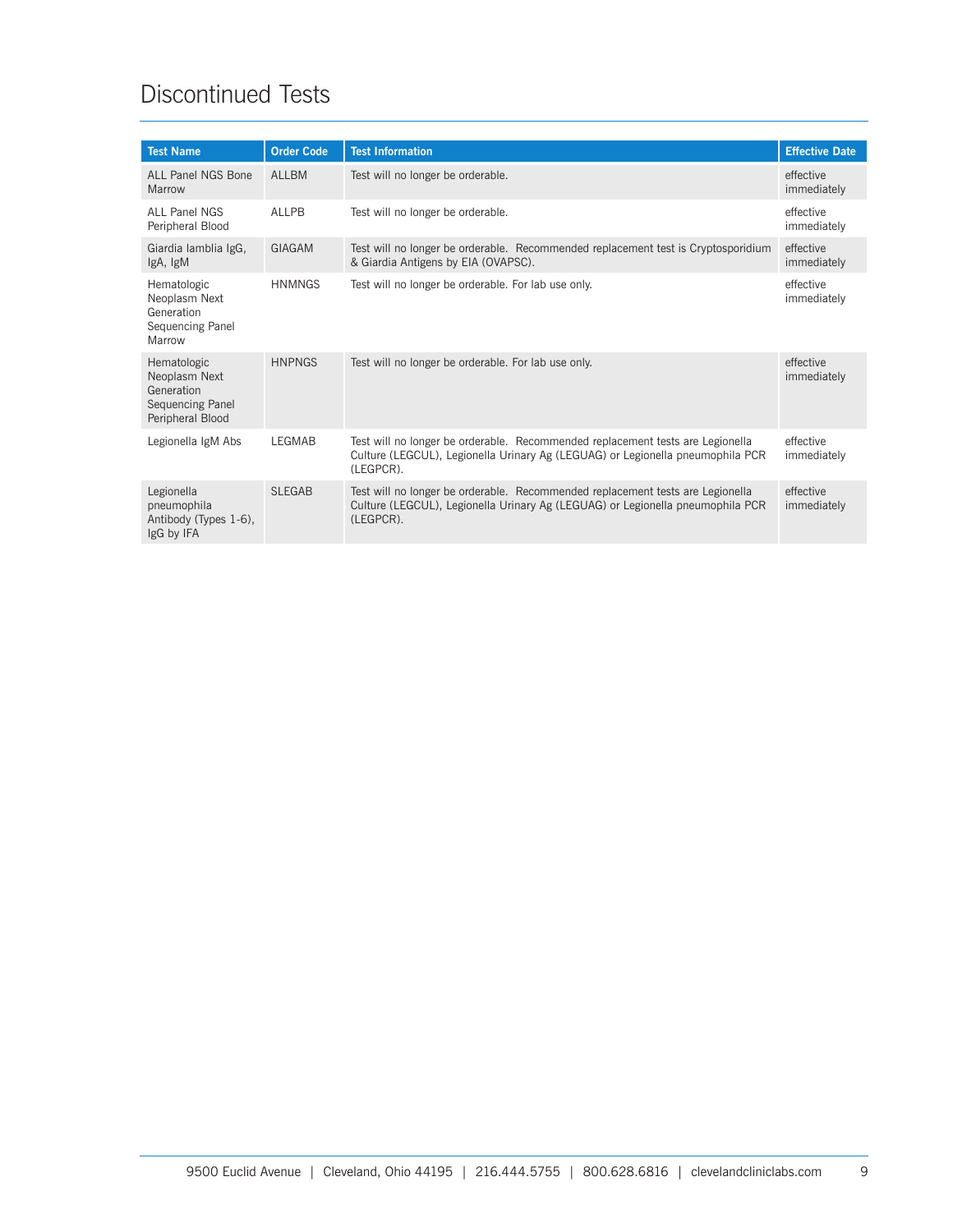# Discontinued Tests

| Test Name | Order Code | Test Information | Effective Date |
|---|---|---|---|
| ALL Panel NGS Bone Marrow | ALLBM | Test will no longer be orderable. | effective immediately |
| ALL Panel NGS Peripheral Blood | ALLPB | Test will no longer be orderable. | effective immediately |
| Giardia lamblia IgG, IgA, IgM | GIAGAM | Test will no longer be orderable. Recommended replacement test is Cryptosporidium & Giardia Antigens by EIA (OVAPSC). | effective immediately |
| Hematologic Neoplasm Next Generation Sequencing Panel Marrow | HNMNGS | Test will no longer be orderable. For lab use only. | effective immediately |
| Hematologic Neoplasm Next Generation Sequencing Panel Peripheral Blood | HNPNGS | Test will no longer be orderable. For lab use only. | effective immediately |
| Legionella IgM Abs | LEGMAB | Test will no longer be orderable. Recommended replacement tests are Legionella Culture (LEGCUL), Legionella Urinary Ag (LEGUAG) or Legionella pneumophila PCR (LEGPCR). | effective immediately |
| Legionella pneumophila Antibody (Types 1-6), IgG by IFA | SLEGAB | Test will no longer be orderable. Recommended replacement tests are Legionella Culture (LEGCUL), Legionella Urinary Ag (LEGUAG) or Legionella pneumophila PCR (LEGPCR). | effective immediately |

9500 Euclid Avenue | Cleveland, Ohio 44195 | 216.444.5755 | 800.628.6816 | clevelandcliniclabs.com